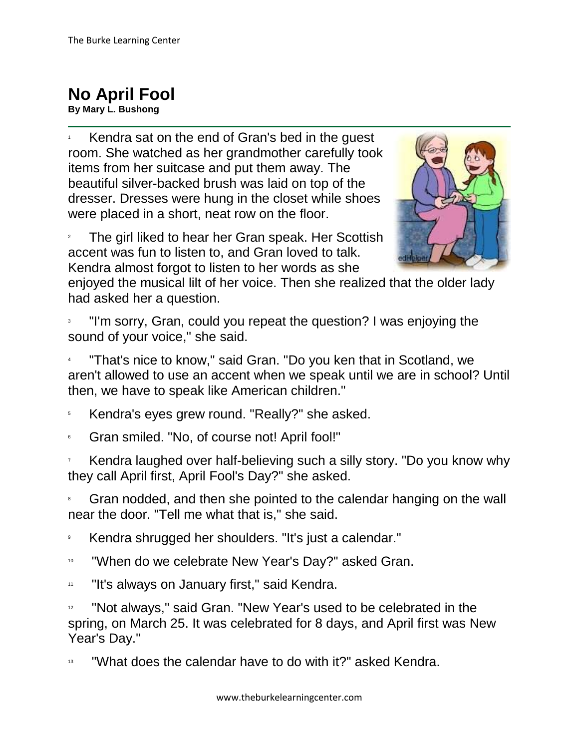# No April Fool

**By Mary L. Bushong**

1 Kendra sat on the end of Gran's bed in the guest room. She watched as her grandmother carefully took items from her suitcase and put them away. The beautiful silver-backed brush was laid on top of the dresser. Dresses were hung in the closet while shoes were placed in a short, neat row on the floor.

2 The girl liked to hear her Gran speak. Her Scottish accent was fun to listen to, and Gran loved to talk. Kendra almost forgot to listen to her words as she enjoyed the musical lilt of her voice. Then she realized that the older lady had asked her a question.

3 "I'm sorry, Gran, could you repeat the question? I was enjoying the sound of your voice," she said.

4 "That's nice to know," said Gran. "Do you ken that in Scotland, we aren't allowed to use an accent when we speak until we are in school? Until then, we have to speak like American children."

5 Kendra's eyes grew round. "Really?" she asked.

6 Gran smiled. "No, of course not! April fool!"

7 Kendra laughed over half-believing such a silly story. "Do you know why they call April first, April Fool's Day?" she asked.

8 Gran nodded, and then she pointed to the calendar hanging on the wall near the door. "Tell me what that is," she said.

9 Kendra shrugged her shoulders. "It's just a calendar."

10 "When do we celebrate New Year's Day?" asked Gran.

11 "It's always on January first," said Kendra.

12 "Not always," said Gran. "New Year's used to be celebrated in the spring, on March 25. It was celebrated for 8 days, and April first was New Year's Day."

13 "What does the calendar have to do with it?" asked Kendra.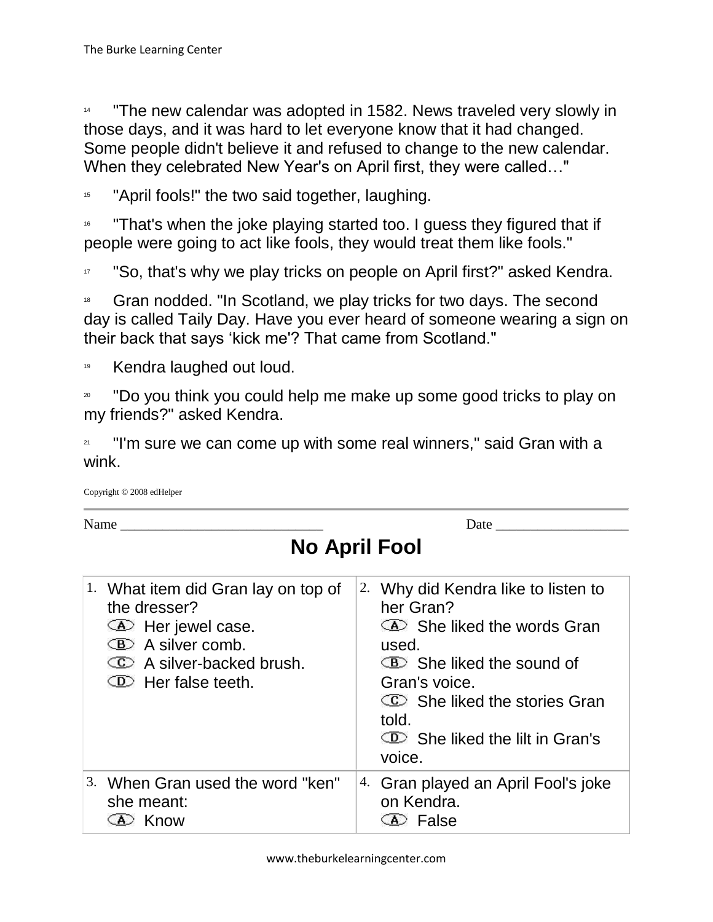[14] "The new calendar was adopted in 1582. News traveled very slowly in those days, and it was hard to let everyone know that it had changed. Some people didn't believe it and refused to change to the new calendar. When they celebrated New Year's on April first, they were called…"

[15] "April fools!" the two said together, laughing.

[16] "That's when the joke playing started too. I guess they figured that if people were going to act like fools, they would treat them like fools."

[17] "So, that's why we play tricks on people on April first?" asked Kendra.

[18] Gran nodded. "In Scotland, we play tricks for two days. The second day is called Taily Day. Have you ever heard of someone wearing a sign on their back that says 'kick me'? That came from Scotland."

[19] Kendra laughed out loud.

[20] "Do you think you could help me make up some good tricks to play on my friends?" asked Kendra.

[21] "I'm sure we can come up with some real winners," said Gran with a wink.

Copyright © 2008 edHelper

---

Name ____________________________ Date ___________________

# No April Fool

1. What item did Gran lay on top of the dresser?
   - (A) Her jewel case.
   - (B) A silver comb.
   - (C) A silver-backed brush.
   - (D) Her false teeth.

2. Why did Kendra like to listen to her Gran?
   - (A) She liked the words Gran used.
   - (B) She liked the sound of Gran's voice.
   - (C) She liked the stories Gran told.
   - (D) She liked the lilt in Gran's voice.

3. When Gran used the word "ken" she meant:
   - (A) Know

4. Gran played an April Fool's joke on Kendra.
   - (A) False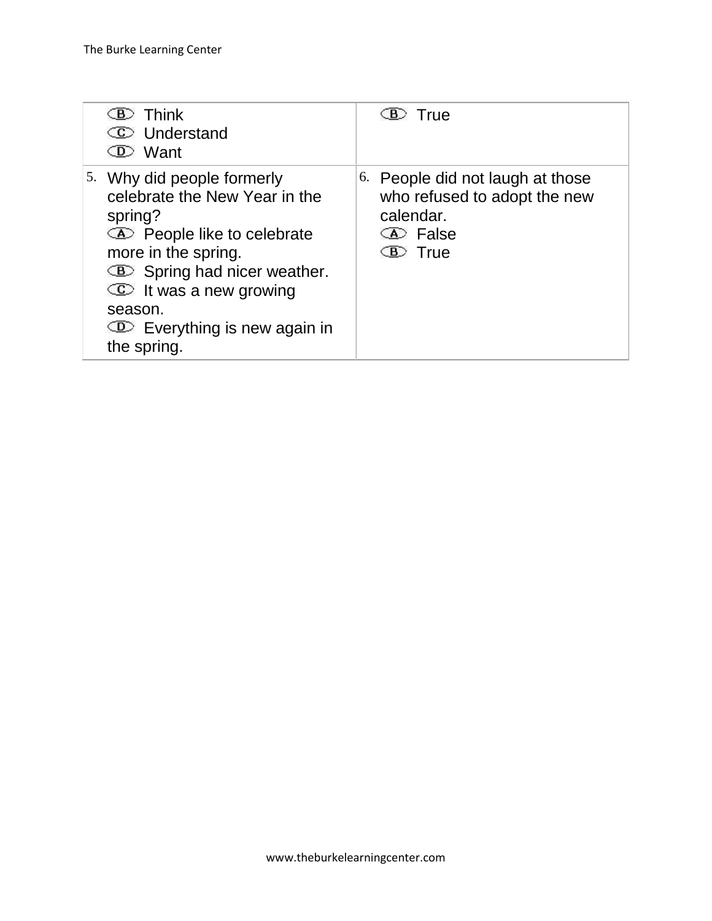| | |
|---|---|
| (B) Think<br>(C) Understand<br>(D) Want | (B) True |
| 5. Why did people formerly celebrate the New Year in the spring?<br>(A) People like to celebrate more in the spring.<br>(B) Spring had nicer weather.<br>(C) It was a new growing season.<br>(D) Everything is new again in the spring. | 6. People did not laugh at those who refused to adopt the new calendar.<br>(A) False<br>(B) True |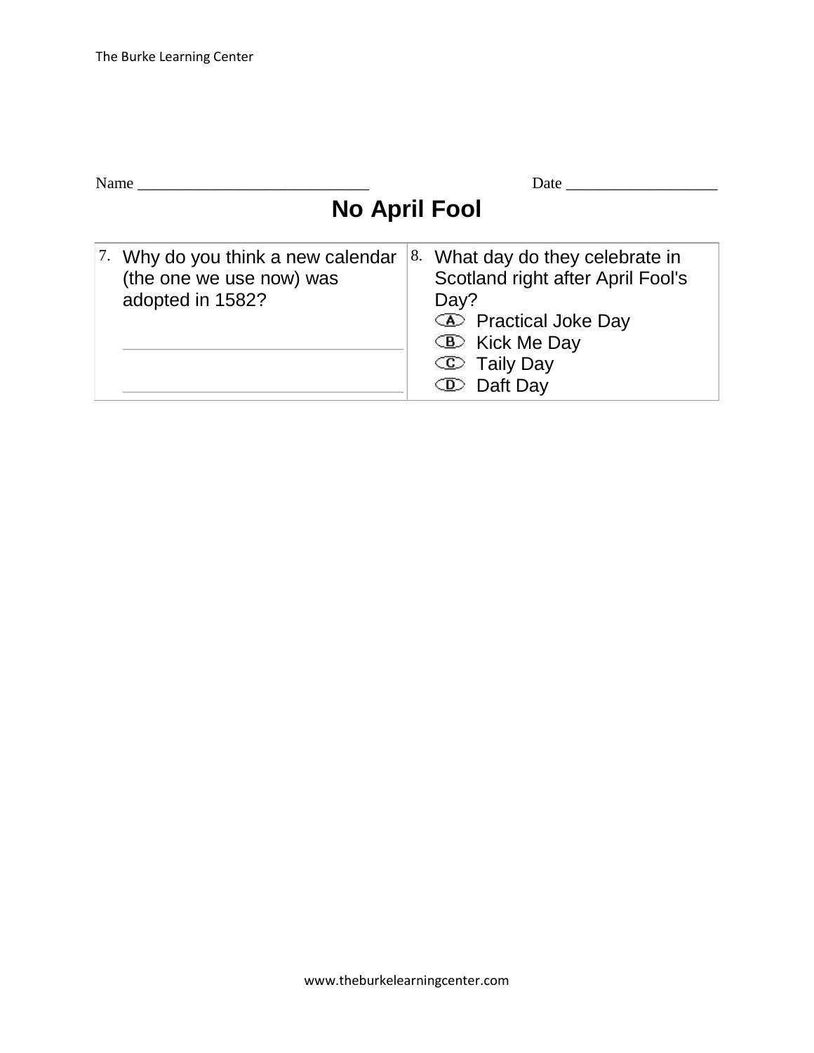Name ____________________________ Date __________________

# No April Fool

| 7. Why do you think a new calendar (the one we use now) was adopted in 1582?<br><br>______________________________<br><br>______________________________ | 8. What day do they celebrate in Scotland right after April Fool's Day?<br>Ⓐ Practical Joke Day<br>Ⓑ Kick Me Day<br>Ⓒ Taily Day<br>Ⓓ Daft Day |
| --- | --- |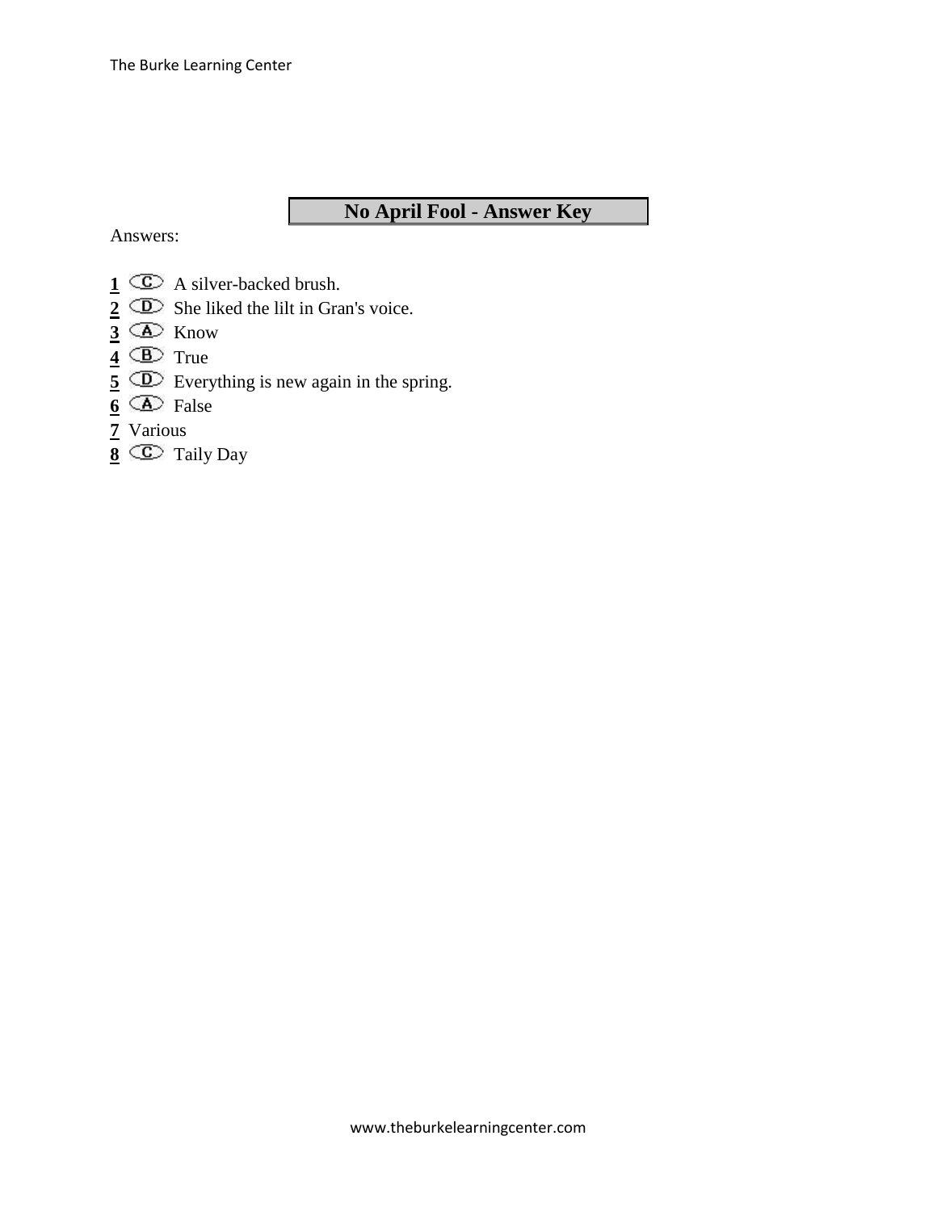## No April Fool - Answer Key

Answers:

**1** (C) A silver-backed brush.
**2** (D) She liked the lilt in Gran's voice.
**3** (A) Know
**4** (B) True
**5** (D) Everything is new again in the spring.
**6** (A) False
**7** Various
**8** (C) Taily Day